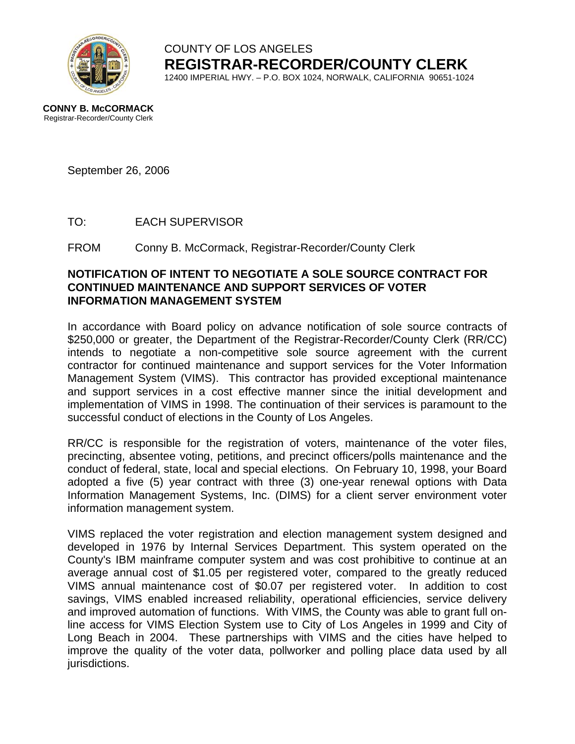COUNTY OF LOS ANGELES

**REGISTRAR-RECORDER/COUNTY CLERK**

12400 IMPERIAL HWY. – P.O. BOX 1024, NORWALK, CALIFORNIA 90651-1024

**CONNY B. McCORMACK**
Registrar-Recorder/County Clerk

September 26, 2006

TO: EACH SUPERVISOR

FROM Conny B. McCormack, Registrar-Recorder/County Clerk

**NOTIFICATION OF INTENT TO NEGOTIATE A SOLE SOURCE CONTRACT FOR CONTINUED MAINTENANCE AND SUPPORT SERVICES OF VOTER INFORMATION MANAGEMENT SYSTEM**

In accordance with Board policy on advance notification of sole source contracts of $250,000 or greater, the Department of the Registrar-Recorder/County Clerk (RR/CC) intends to negotiate a non-competitive sole source agreement with the current contractor for continued maintenance and support services for the Voter Information Management System (VIMS). This contractor has provided exceptional maintenance and support services in a cost effective manner since the initial development and implementation of VIMS in 1998. The continuation of their services is paramount to the successful conduct of elections in the County of Los Angeles.

RR/CC is responsible for the registration of voters, maintenance of the voter files, precincting, absentee voting, petitions, and precinct officers/polls maintenance and the conduct of federal, state, local and special elections. On February 10, 1998, your Board adopted a five (5) year contract with three (3) one-year renewal options with Data Information Management Systems, Inc. (DIMS) for a client server environment voter information management system.

VIMS replaced the voter registration and election management system designed and developed in 1976 by Internal Services Department. This system operated on the County's IBM mainframe computer system and was cost prohibitive to continue at an average annual cost of $1.05 per registered voter, compared to the greatly reduced VIMS annual maintenance cost of $0.07 per registered voter. In addition to cost savings, VIMS enabled increased reliability, operational efficiencies, service delivery and improved automation of functions. With VIMS, the County was able to grant full on-line access for VIMS Election System use to City of Los Angeles in 1999 and City of Long Beach in 2004. These partnerships with VIMS and the cities have helped to improve the quality of the voter data, pollworker and polling place data used by all jurisdictions.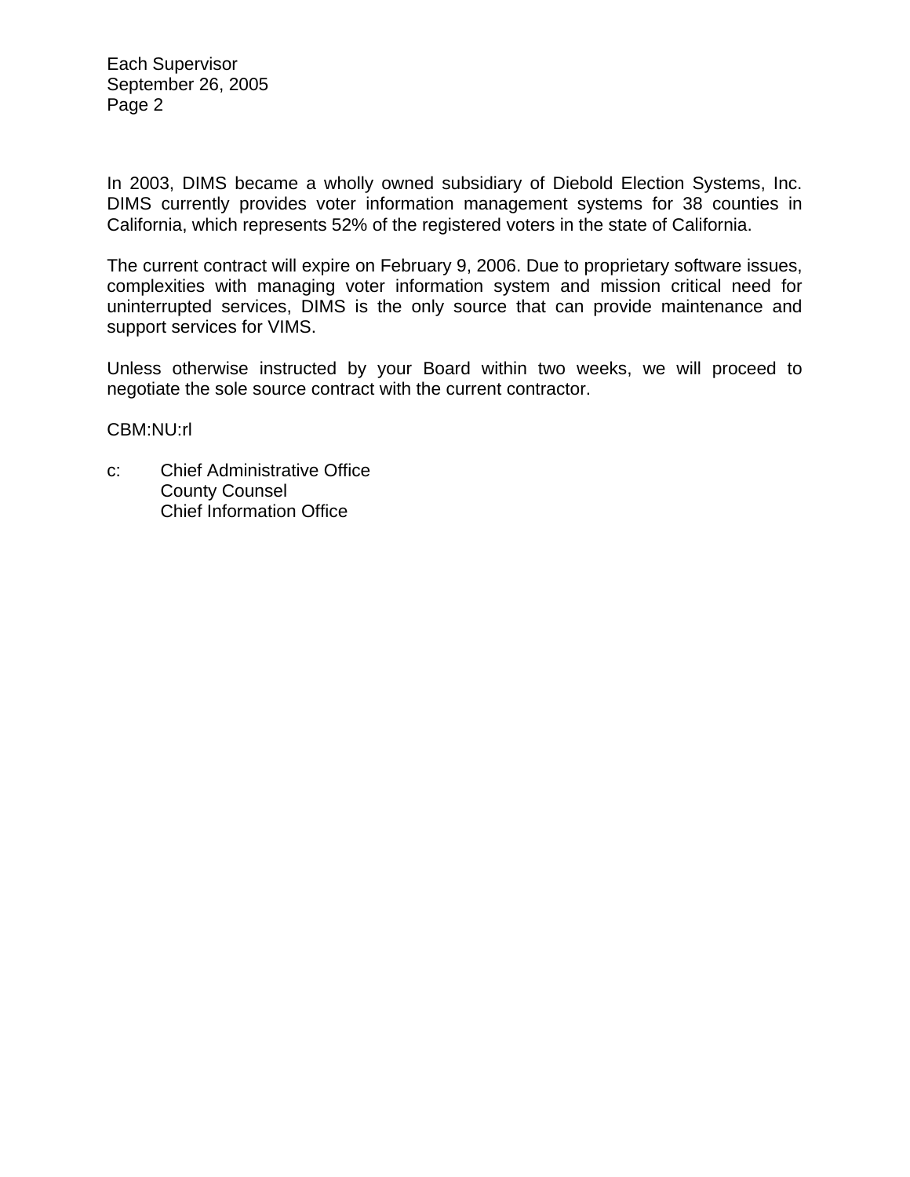In 2003, DIMS became a wholly owned subsidiary of Diebold Election Systems, Inc. DIMS currently provides voter information management systems for 38 counties in California, which represents 52% of the registered voters in the state of California.

The current contract will expire on February 9, 2006. Due to proprietary software issues, complexities with managing voter information system and mission critical need for uninterrupted services, DIMS is the only source that can provide maintenance and support services for VIMS.

Unless otherwise instructed by your Board within two weeks, we will proceed to negotiate the sole source contract with the current contractor.

CBM:NU:rl

c: Chief Administrative Office
County Counsel
Chief Information Office